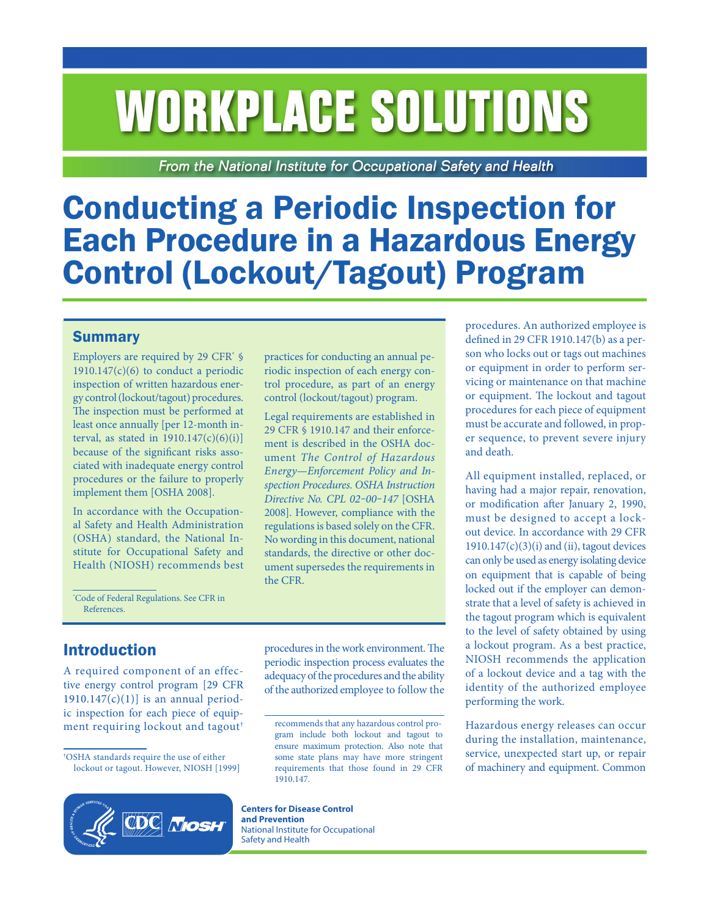# WORKPLACE SOLUTIONS

*From the National Institute for Occupational Safety and Health*

# Conducting a Periodic Inspection for Each Procedure in a Hazardous Energy Control (Lockout/Tagout) Program

## Summary

Employers are required by 29 CFR* § 1910.147(c)(6) to conduct a periodic inspection of written hazardous energy control (lockout/tagout) procedures. The inspection must be performed at least once annually [per 12-month interval, as stated in 1910.147(c)(6)(i)] because of the significant risks associated with inadequate energy control procedures or the failure to properly implement them [OSHA 2008].

In accordance with the Occupational Safety and Health Administration (OSHA) standard, the National Institute for Occupational Safety and Health (NIOSH) recommends best practices for conducting an annual periodic inspection of each energy control procedure, as part of an energy control (lockout/tagout) program.

Legal requirements are established in 29 CFR § 1910.147 and their enforcement is described in the OSHA document *The Control of Hazardous Energy—Enforcement Policy and Inspection Procedures. OSHA Instruction Directive No. CPL 02-00-147* [OSHA 2008]. However, compliance with the regulations is based solely on the CFR. No wording in this document, national standards, the directive or other document supersedes the requirements in the CFR.

*Code of Federal Regulations. See CFR in References.

## Introduction

A required component of an effective energy control program [29 CFR 1910.147(c)(1)] is an annual periodic inspection for each piece of equipment requiring lockout and tagout† procedures in the work environment. The periodic inspection process evaluates the adequacy of the procedures and the ability of the authorized employee to follow the procedures. An authorized employee is defined in 29 CFR 1910.147(b) as a person who locks out or tags out machines or equipment in order to perform servicing or maintenance on that machine or equipment. The lockout and tagout procedures for each piece of equipment must be accurate and followed, in proper sequence, to prevent severe injury and death.

All equipment installed, replaced, or having had a major repair, renovation, or modification after January 2, 1990, must be designed to accept a lockout device. In accordance with 29 CFR 1910.147(c)(3)(i) and (ii), tagout devices can only be used as energy isolating device on equipment that is capable of being locked out if the employer can demonstrate that a level of safety is achieved in the tagout program which is equivalent to the level of safety obtained by using a lockout program. As a best practice, NIOSH recommends the application of a lockout device and a tag with the identity of the authorized employee performing the work.

Hazardous energy releases can occur during the installation, maintenance, service, unexpected start up, or repair of machinery and equipment. Common

†OSHA standards require the use of either lockout or tagout. However, NIOSH [1999] recommends that any hazardous control program include both lockout and tagout to ensure maximum protection. Also note that some state plans may have more stringent requirements that those found in 29 CFR 1910.147.

**Centers for Disease Control and Prevention**
National Institute for Occupational Safety and Health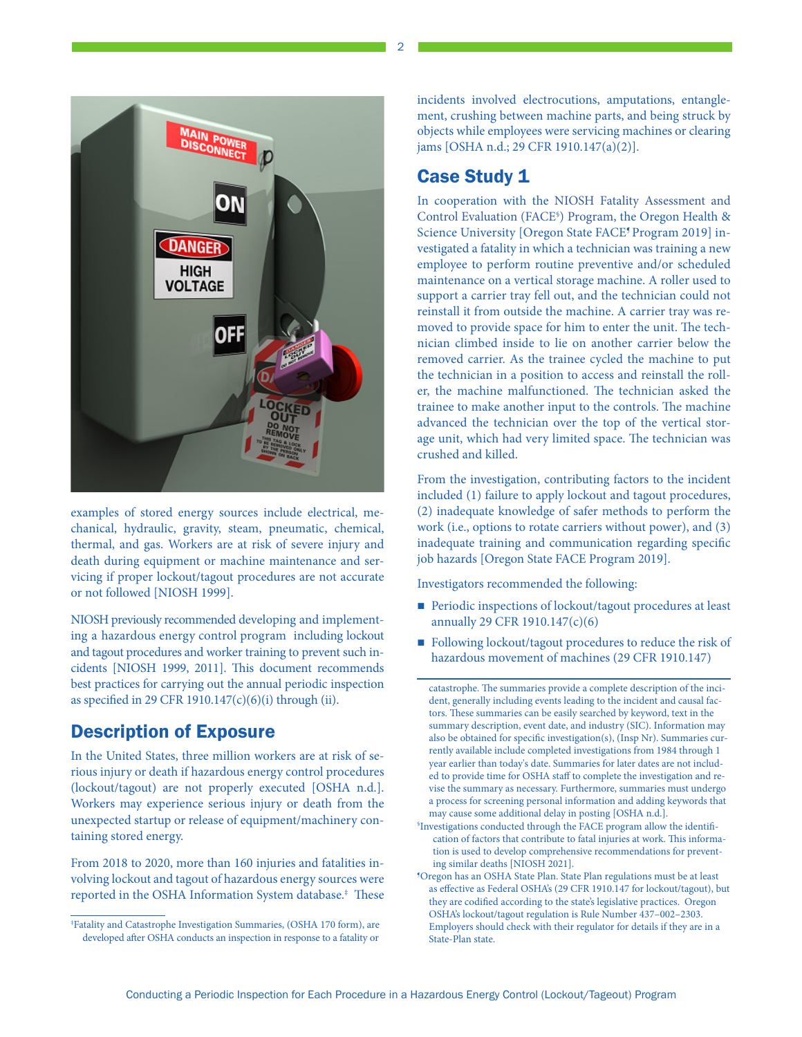examples of stored energy sources include electrical, mechanical, hydraulic, gravity, steam, pneumatic, chemical, thermal, and gas. Workers are at risk of severe injury and death during equipment or machine maintenance and servicing if proper lockout/tagout procedures are not accurate or not followed [NIOSH 1999].

NIOSH previously recommended developing and implementing a hazardous energy control program including lockout and tagout procedures and worker training to prevent such incidents [NIOSH 1999, 2011]. This document recommends best practices for carrying out the annual periodic inspection as specified in 29 CFR 1910.147(c)(6)(i) through (ii).

## Description of Exposure

In the United States, three million workers are at risk of serious injury or death if hazardous energy control procedures (lockout/tagout) are not properly executed [OSHA n.d.]. Workers may experience serious injury or death from the unexpected startup or release of equipment/machinery containing stored energy.

From 2018 to 2020, more than 160 injuries and fatalities involving lockout and tagout of hazardous energy sources were reported in the OSHA Information System database.[‡] These incidents involved electrocutions, amputations, entanglement, crushing between machine parts, and being struck by objects while employees were servicing machines or clearing jams [OSHA n.d.; 29 CFR 1910.147(a)(2)].

## Case Study 1

In cooperation with the NIOSH Fatality Assessment and Control Evaluation (FACE[§]) Program, the Oregon Health & Science University [Oregon State FACE[¶] Program 2019] investigated a fatality in which a technician was training a new employee to perform routine preventive and/or scheduled maintenance on a vertical storage machine. A roller used to support a carrier tray fell out, and the technician could not reinstall it from outside the machine. A carrier tray was removed to provide space for him to enter the unit. The technician climbed inside to lie on another carrier below the removed carrier. As the trainee cycled the machine to put the technician in a position to access and reinstall the roller, the machine malfunctioned. The technician asked the trainee to make another input to the controls. The machine advanced the technician over the top of the vertical storage unit, which had very limited space. The technician was crushed and killed.

From the investigation, contributing factors to the incident included (1) failure to apply lockout and tagout procedures, (2) inadequate knowledge of safer methods to perform the work (i.e., options to rotate carriers without power), and (3) inadequate training and communication regarding specific job hazards [Oregon State FACE Program 2019].

Investigators recommended the following:

- Periodic inspections of lockout/tagout procedures at least annually 29 CFR 1910.147(c)(6)
- Following lockout/tagout procedures to reduce the risk of hazardous movement of machines (29 CFR 1910.147)

---

[‡]Fatality and Catastrophe Investigation Summaries, (OSHA 170 form), are developed after OSHA conducts an inspection in response to a fatality or catastrophe. The summaries provide a complete description of the incident, generally including events leading to the incident and causal factors. These summaries can be easily searched by keyword, text in the summary description, event date, and industry (SIC). Information may also be obtained for specific investigation(s), (Insp Nr). Summaries currently available include completed investigations from 1984 through 1 year earlier than today's date. Summaries for later dates are not included to provide time for OSHA staff to complete the investigation and revise the summary as necessary. Furthermore, summaries must undergo a process for screening personal information and adding keywords that may cause some additional delay in posting [OSHA n.d.].

[§]Investigations conducted through the FACE program allow the identification of factors that contribute to fatal injuries at work. This information is used to develop comprehensive recommendations for preventing similar deaths [NIOSH 2021].

[¶]Oregon has an OSHA State Plan. State Plan regulations must be at least as effective as Federal OSHA's (29 CFR 1910.147 for lockout/tagout), but they are codified according to the state's legislative practices. Oregon OSHA's lockout/tagout regulation is Rule Number 437–002–2303. Employers should check with their regulator for details if they are in a State-Plan state.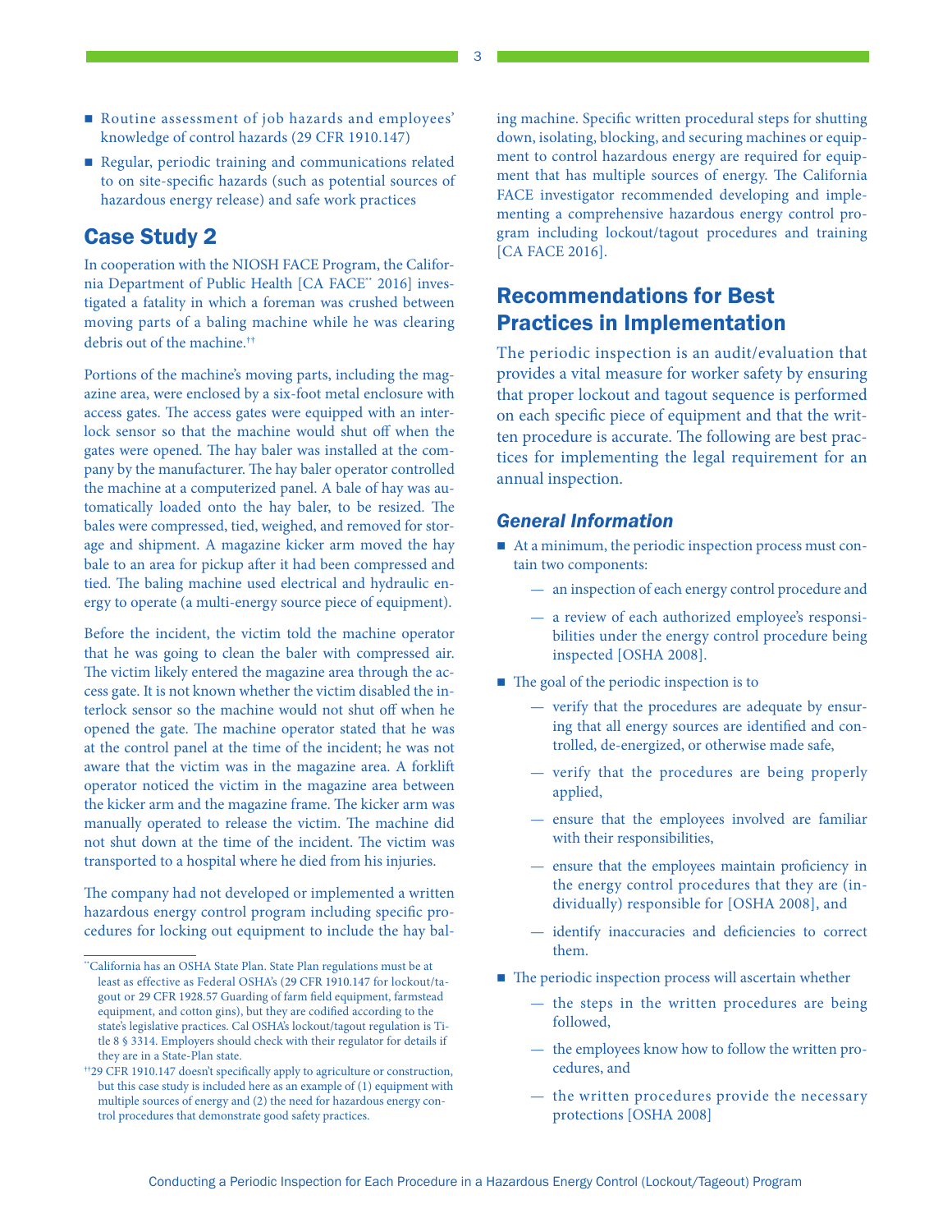- Routine assessment of job hazards and employees' knowledge of control hazards (29 CFR 1910.147)
- Regular, periodic training and communications related to on site-specific hazards (such as potential sources of hazardous energy release) and safe work practices

## Case Study 2

In cooperation with the NIOSH FACE Program, the California Department of Public Health [CA FACE** 2016] investigated a fatality in which a foreman was crushed between moving parts of a baling machine while he was clearing debris out of the machine.††

Portions of the machine's moving parts, including the magazine area, were enclosed by a six-foot metal enclosure with access gates. The access gates were equipped with an interlock sensor so that the machine would shut off when the gates were opened. The hay baler was installed at the company by the manufacturer. The hay baler operator controlled the machine at a computerized panel. A bale of hay was automatically loaded onto the hay baler, to be resized. The bales were compressed, tied, weighed, and removed for storage and shipment. A magazine kicker arm moved the hay bale to an area for pickup after it had been compressed and tied. The baling machine used electrical and hydraulic energy to operate (a multi-energy source piece of equipment).

Before the incident, the victim told the machine operator that he was going to clean the baler with compressed air. The victim likely entered the magazine area through the access gate. It is not known whether the victim disabled the interlock sensor so the machine would not shut off when he opened the gate. The machine operator stated that he was at the control panel at the time of the incident; he was not aware that the victim was in the magazine area. A forklift operator noticed the victim in the magazine area between the kicker arm and the magazine frame. The kicker arm was manually operated to release the victim. The machine did not shut down at the time of the incident. The victim was transported to a hospital where he died from his injuries.

The company had not developed or implemented a written hazardous energy control program including specific procedures for locking out equipment to include the hay baling machine. Specific written procedural steps for shutting down, isolating, blocking, and securing machines or equipment to control hazardous energy are required for equipment that has multiple sources of energy. The California FACE investigator recommended developing and implementing a comprehensive hazardous energy control program including lockout/tagout procedures and training [CA FACE 2016].

** California has an OSHA State Plan. State Plan regulations must be at least as effective as Federal OSHA's (29 CFR 1910.147 for lockout/tagout or 29 CFR 1928.57 Guarding of farm field equipment, farmstead equipment, and cotton gins), but they are codified according to the state's legislative practices. Cal OSHA's lockout/tagout regulation is Title 8 § 3314. Employers should check with their regulator for details if they are in a State-Plan state.

†† 29 CFR 1910.147 doesn't specifically apply to agriculture or construction, but this case study is included here as an example of (1) equipment with multiple sources of energy and (2) the need for hazardous energy control procedures that demonstrate good safety practices.

## Recommendations for Best Practices in Implementation

The periodic inspection is an audit/evaluation that provides a vital measure for worker safety by ensuring that proper lockout and tagout sequence is performed on each specific piece of equipment and that the written procedure is accurate. The following are best practices for implementing the legal requirement for an annual inspection.

### *General Information*

- At a minimum, the periodic inspection process must contain two components:
  - an inspection of each energy control procedure and
  - a review of each authorized employee's responsibilities under the energy control procedure being inspected [OSHA 2008].
- The goal of the periodic inspection is to
  - verify that the procedures are adequate by ensuring that all energy sources are identified and controlled, de-energized, or otherwise made safe,
  - verify that the procedures are being properly applied,
  - ensure that the employees involved are familiar with their responsibilities,
  - ensure that the employees maintain proficiency in the energy control procedures that they are (individually) responsible for [OSHA 2008], and
  - identify inaccuracies and deficiencies to correct them.
- The periodic inspection process will ascertain whether
  - the steps in the written procedures are being followed,
  - the employees know how to follow the written procedures, and
  - the written procedures provide the necessary protections [OSHA 2008]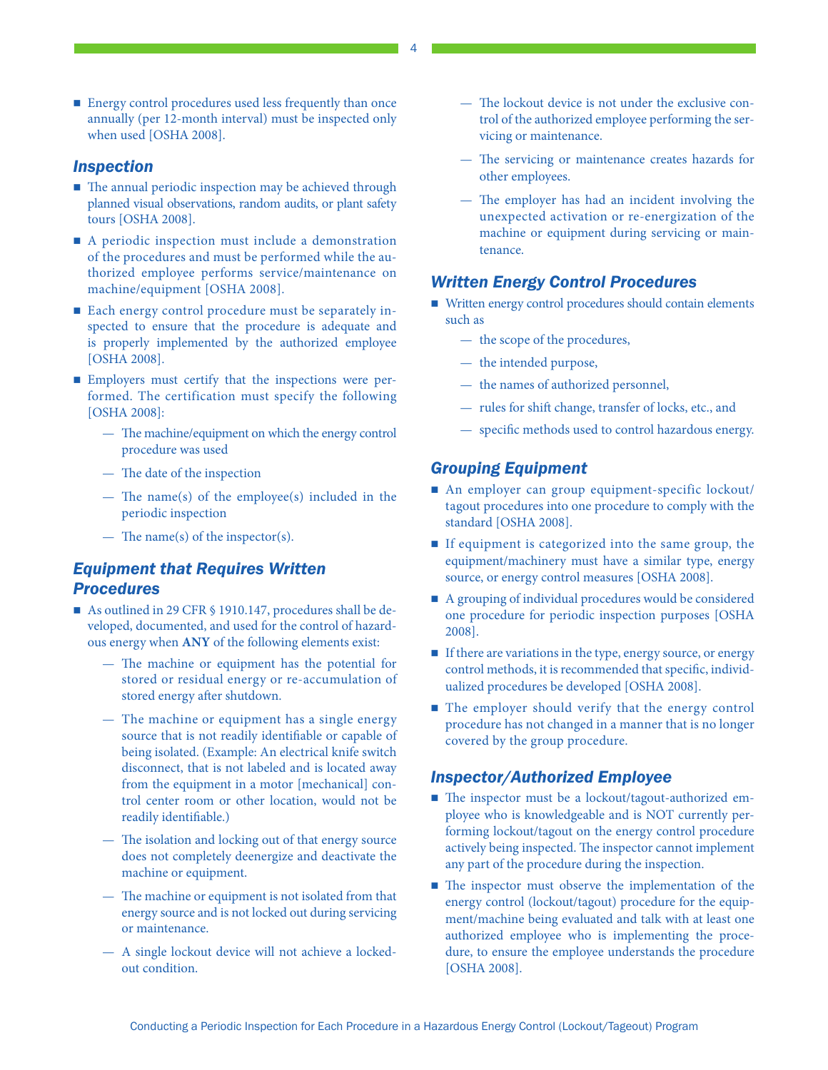- Energy control procedures used less frequently than once annually (per 12-month interval) must be inspected only when used [OSHA 2008].

### *Inspection*

- The annual periodic inspection may be achieved through planned visual observations, random audits, or plant safety tours [OSHA 2008].
- A periodic inspection must include a demonstration of the procedures and must be performed while the authorized employee performs service/maintenance on machine/equipment [OSHA 2008].
- Each energy control procedure must be separately inspected to ensure that the procedure is adequate and is properly implemented by the authorized employee [OSHA 2008].
- Employers must certify that the inspections were performed. The certification must specify the following [OSHA 2008]:
    - The machine/equipment on which the energy control procedure was used
    - The date of the inspection
    - The name(s) of the employee(s) included in the periodic inspection
    - The name(s) of the inspector(s).

### *Equipment that Requires Written Procedures*

- As outlined in 29 CFR § 1910.147, procedures shall be developed, documented, and used for the control of hazardous energy when **ANY** of the following elements exist:
    - The machine or equipment has the potential for stored or residual energy or re-accumulation of stored energy after shutdown.
    - The machine or equipment has a single energy source that is not readily identifiable or capable of being isolated. (Example: An electrical knife switch disconnect, that is not labeled and is located away from the equipment in a motor [mechanical] control center room or other location, would not be readily identifiable.)
    - The isolation and locking out of that energy source does not completely deenergize and deactivate the machine or equipment.
    - The machine or equipment is not isolated from that energy source and is not locked out during servicing or maintenance.
    - A single lockout device will not achieve a locked-out condition.
    - The lockout device is not under the exclusive control of the authorized employee performing the servicing or maintenance.
    - The servicing or maintenance creates hazards for other employees.
    - The employer has had an incident involving the unexpected activation or re-energization of the machine or equipment during servicing or maintenance.

### *Written Energy Control Procedures*

- Written energy control procedures should contain elements such as
    - the scope of the procedures,
    - the intended purpose,
    - the names of authorized personnel,
    - rules for shift change, transfer of locks, etc., and
    - specific methods used to control hazardous energy.

### *Grouping Equipment*

- An employer can group equipment-specific lockout/tagout procedures into one procedure to comply with the standard [OSHA 2008].
- If equipment is categorized into the same group, the equipment/machinery must have a similar type, energy source, or energy control measures [OSHA 2008].
- A grouping of individual procedures would be considered one procedure for periodic inspection purposes [OSHA 2008].
- If there are variations in the type, energy source, or energy control methods, it is recommended that specific, individualized procedures be developed [OSHA 2008].
- The employer should verify that the energy control procedure has not changed in a manner that is no longer covered by the group procedure.

### *Inspector/Authorized Employee*

- The inspector must be a lockout/tagout-authorized employee who is knowledgeable and is NOT currently performing lockout/tagout on the energy control procedure actively being inspected. The inspector cannot implement any part of the procedure during the inspection.
- The inspector must observe the implementation of the energy control (lockout/tagout) procedure for the equipment/machine being evaluated and talk with at least one authorized employee who is implementing the procedure, to ensure the employee understands the procedure [OSHA 2008].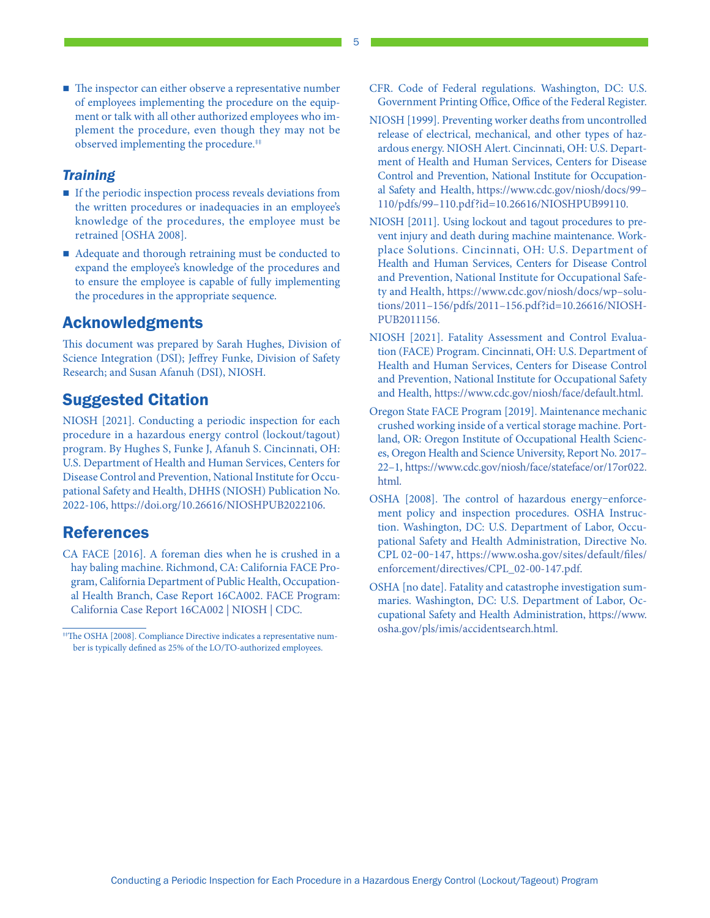- The inspector can either observe a representative number of employees implementing the procedure on the equipment or talk with all other authorized employees who implement the procedure, even though they may not be observed implementing the procedure.[‡‡]

### *Training*

- If the periodic inspection process reveals deviations from the written procedures or inadequacies in an employee's knowledge of the procedures, the employee must be retrained [OSHA 2008].
- Adequate and thorough retraining must be conducted to expand the employee's knowledge of the procedures and to ensure the employee is capable of fully implementing the procedures in the appropriate sequence.

## Acknowledgments

This document was prepared by Sarah Hughes, Division of Science Integration (DSI); Jeffrey Funke, Division of Safety Research; and Susan Afanuh (DSI), NIOSH.

## Suggested Citation

NIOSH [2021]. Conducting a periodic inspection for each procedure in a hazardous energy control (lockout/tagout) program. By Hughes S, Funke J, Afanuh S. Cincinnati, OH: U.S. Department of Health and Human Services, Centers for Disease Control and Prevention, National Institute for Occupational Safety and Health, DHHS (NIOSH) Publication No. 2022-106, https://doi.org/10.26616/NIOSHPUB2022106.

## References

CA FACE [2016]. A foreman dies when he is crushed in a hay baling machine. Richmond, CA: California FACE Program, California Department of Public Health, Occupational Health Branch, Case Report 16CA002. FACE Program: California Case Report 16CA002 | NIOSH | CDC.

CFR. Code of Federal regulations. Washington, DC: U.S. Government Printing Office, Office of the Federal Register.

NIOSH [1999]. Preventing worker deaths from uncontrolled release of electrical, mechanical, and other types of hazardous energy. NIOSH Alert. Cincinnati, OH: U.S. Department of Health and Human Services, Centers for Disease Control and Prevention, National Institute for Occupational Safety and Health, https://www.cdc.gov/niosh/docs/99–110/pdfs/99–110.pdf?id=10.26616/NIOSHPUB99110.

NIOSH [2011]. Using lockout and tagout procedures to prevent injury and death during machine maintenance. Workplace Solutions. Cincinnati, OH: U.S. Department of Health and Human Services, Centers for Disease Control and Prevention, National Institute for Occupational Safety and Health, https://www.cdc.gov/niosh/docs/wp–solutions/2011–156/pdfs/2011–156.pdf?id=10.26616/NIOSHPUB2011156.

NIOSH [2021]. Fatality Assessment and Control Evaluation (FACE) Program. Cincinnati, OH: U.S. Department of Health and Human Services, Centers for Disease Control and Prevention, National Institute for Occupational Safety and Health, https://www.cdc.gov/niosh/face/default.html.

Oregon State FACE Program [2019]. Maintenance mechanic crushed working inside of a vertical storage machine. Portland, OR: Oregon Institute of Occupational Health Sciences, Oregon Health and Science University, Report No. 2017–22–1, https://www.cdc.gov/niosh/face/stateface/or/17or022.html.

OSHA [2008]. The control of hazardous energy–enforcement policy and inspection procedures. OSHA Instruction. Washington, DC: U.S. Department of Labor, Occupational Safety and Health Administration, Directive No. CPL 02-00-147, https://www.osha.gov/sites/default/files/enforcement/directives/CPL_02-00-147.pdf.

OSHA [no date]. Fatality and catastrophe investigation summaries. Washington, DC: U.S. Department of Labor, Occupational Safety and Health Administration, https://www.osha.gov/pls/imis/accidentsearch.html.

---

[‡‡] The OSHA [2008]. Compliance Directive indicates a representative number is typically defined as 25% of the LO/TO-authorized employees.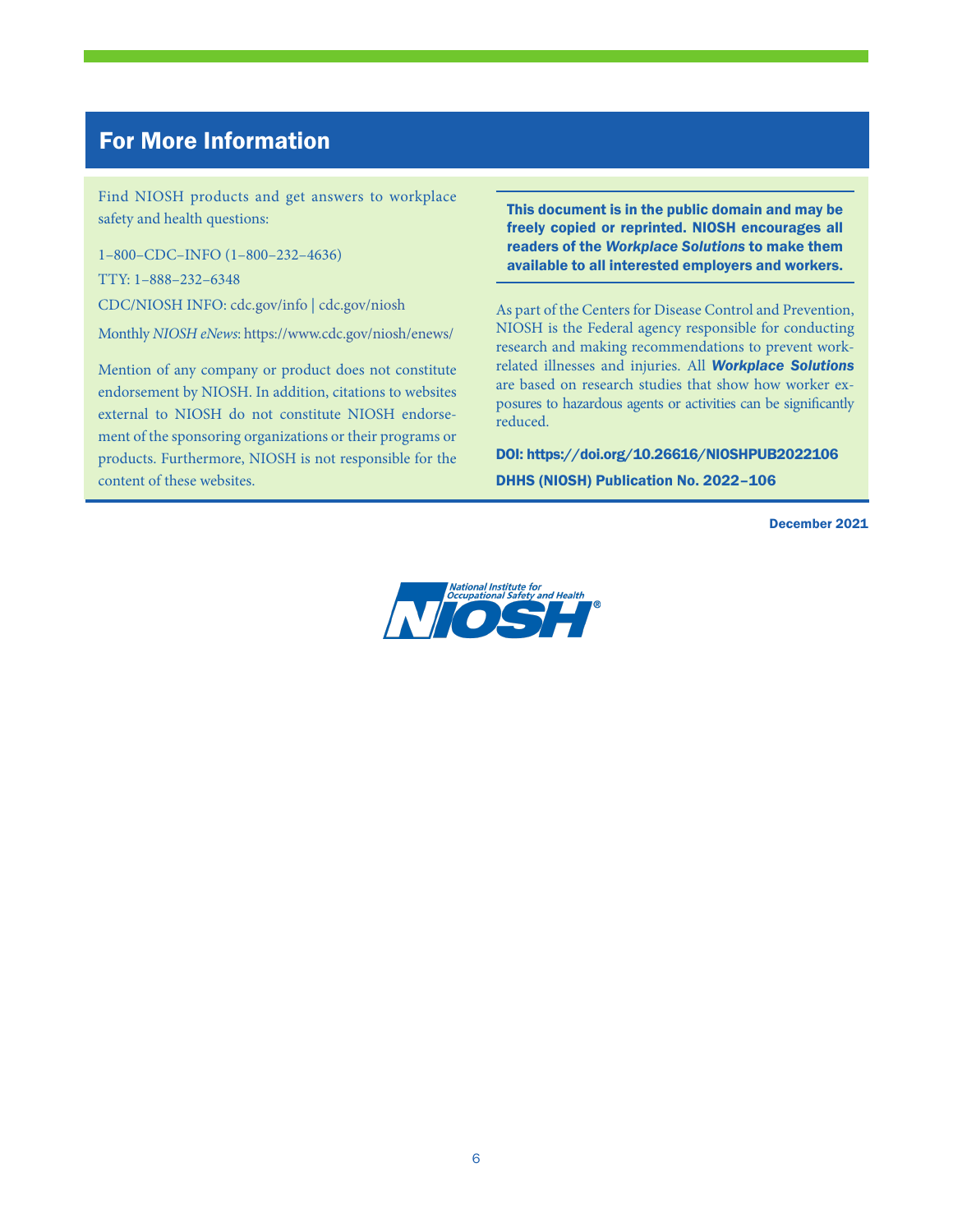## For More Information

Find NIOSH products and get answers to workplace safety and health questions:

1–800–CDC–INFO (1–800–232–4636)

TTY: 1–888–232–6348

CDC/NIOSH INFO: cdc.gov/info | cdc.gov/niosh

Monthly *NIOSH eNews*: https://www.cdc.gov/niosh/enews/

Mention of any company or product does not constitute endorsement by NIOSH. In addition, citations to websites external to NIOSH do not constitute NIOSH endorsement of the sponsoring organizations or their programs or products. Furthermore, NIOSH is not responsible for the content of these websites.

**This document is in the public domain and may be freely copied or reprinted. NIOSH encourages all readers of the *Workplace Solutions* to make them available to all interested employers and workers.**

As part of the Centers for Disease Control and Prevention, NIOSH is the Federal agency responsible for conducting research and making recommendations to prevent work-related illnesses and injuries. All ***Workplace Solutions*** are based on research studies that show how worker exposures to hazardous agents or activities can be significantly reduced.

**DOI: https://doi.org/10.26616/NIOSHPUB2022106**

**DHHS (NIOSH) Publication No. 2022–106**

**December 2021**

National Institute for Occupational Safety and Health

NIOSH®